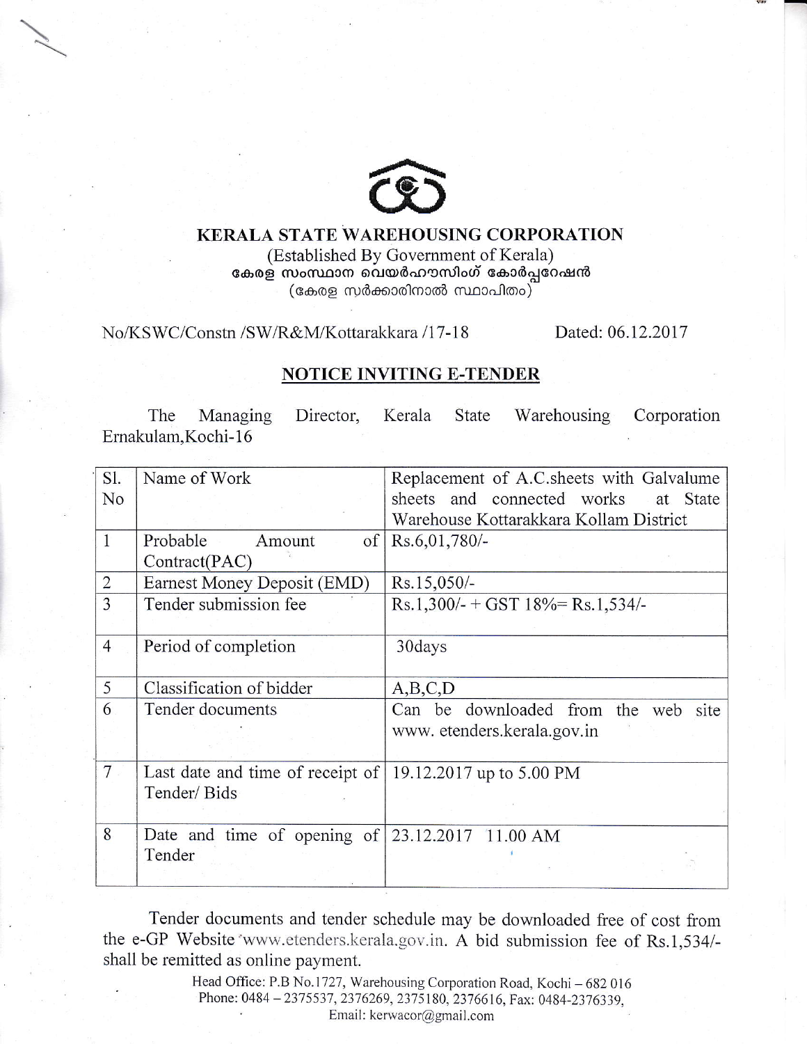# KERALA STATE WAREHOUSING CORPORATION

(Established By Government of Kerala)

കേരള സംസ്ഥാന വെയർഹൗസിംഗ് കോർപ്പറേഷൻ

(കേരള സർക്കാരിനാൽ സ്ഥാപിതം)

No/KSWC/Constn /SW/R&M/Kottarakkara /17-18 Dated: 06.12.2017

## NOTICE INVITING E-TENDER

The Managing Director, Kerala State Warehousing Corporation Ernakulam, Kochi-16

| Sl. No | Name of Work | Replacement of A.C.sheets with Galvalume sheets and connected works at State Warehouse Kottarakkara Kollam District |
|---|---|---|
| 1 | Probable Amount of Contract(PAC) | Rs.6,01,780/- |
| 2 | Earnest Money Deposit (EMD) | Rs.15,050/- |
| 3 | Tender submission fee | Rs.1,300/- + GST 18%= Rs.1,534/- |
| 4 | Period of completion | 30days |
| 5 | Classification of bidder | A,B,C,D |
| 6 | Tender documents | Can be downloaded from the web site www. etenders.kerala.gov.in |
| 7 | Last date and time of receipt of Tender/ Bids | 19.12.2017 up to 5.00 PM |
| 8 | Date and time of opening of Tender | 23.12.2017 11.00 AM |

Tender documents and tender schedule may be downloaded free of cost from the e-GP Website www.etenders.kerala.gov.in. A bid submission fee of Rs.1,534/- shall be remitted as online payment.

Head Office: P.B No.1727, Warehousing Corporation Road, Kochi – 682 016
Phone: 0484 – 2375537, 2376269, 2375180, 2376616, Fax: 0484-2376339,
Email: kerwacor@gmail.com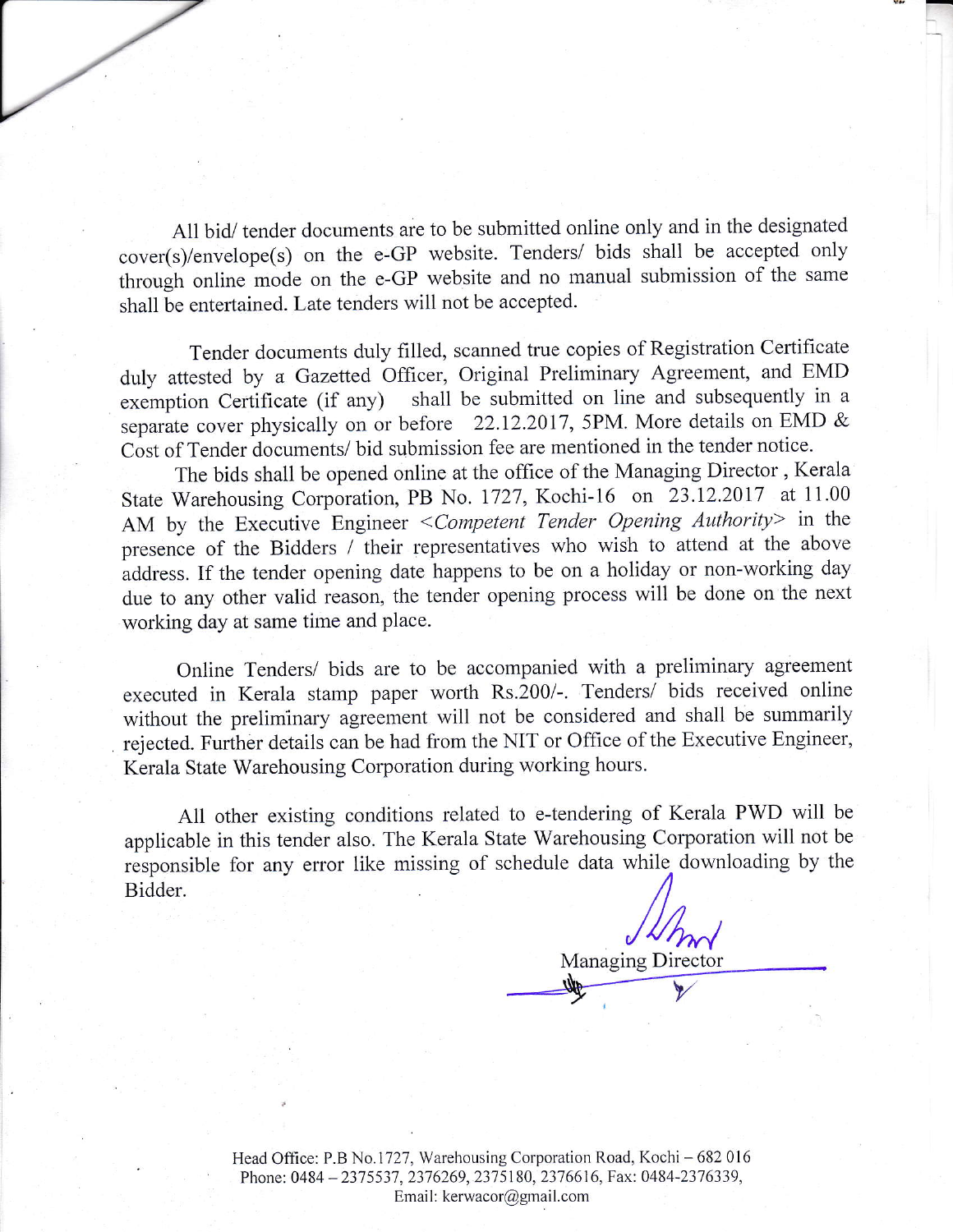All bid/ tender documents are to be submitted online only and in the designated cover(s)/envelope(s) on the e-GP website. Tenders/ bids shall be accepted only through online mode on the e-GP website and no manual submission of the same shall be entertained. Late tenders will not be accepted.

Tender documents duly filled, scanned true copies of Registration Certificate duly attested by a Gazetted Officer, Original Preliminary Agreement, and EMD exemption Certificate (if any) shall be submitted on line and subsequently in a separate cover physically on or before 22.12.2017, 5PM. More details on EMD & Cost of Tender documents/ bid submission fee are mentioned in the tender notice.

The bids shall be opened online at the office of the Managing Director , Kerala State Warehousing Corporation, PB No. 1727, Kochi-16 on 23.12.2017 at 11.00 AM by the Executive Engineer <*Competent Tender Opening Authority*> in the presence of the Bidders / their representatives who wish to attend at the above address. If the tender opening date happens to be on a holiday or non-working day due to any other valid reason, the tender opening process will be done on the next working day at same time and place.

Online Tenders/ bids are to be accompanied with a preliminary agreement executed in Kerala stamp paper worth Rs.200/-. Tenders/ bids received online without the preliminary agreement will not be considered and shall be summarily rejected. Further details can be had from the NIT or Office of the Executive Engineer, Kerala State Warehousing Corporation during working hours.

All other existing conditions related to e-tendering of Kerala PWD will be applicable in this tender also. The Kerala State Warehousing Corporation will not be responsible for any error like missing of schedule data while downloading by the Bidder.

Managing Director

Head Office: P.B No.1727, Warehousing Corporation Road, Kochi – 682 016
Phone: 0484 – 2375537, 2376269, 2375180, 2376616, Fax: 0484-2376339,
Email: kerwacor@gmail.com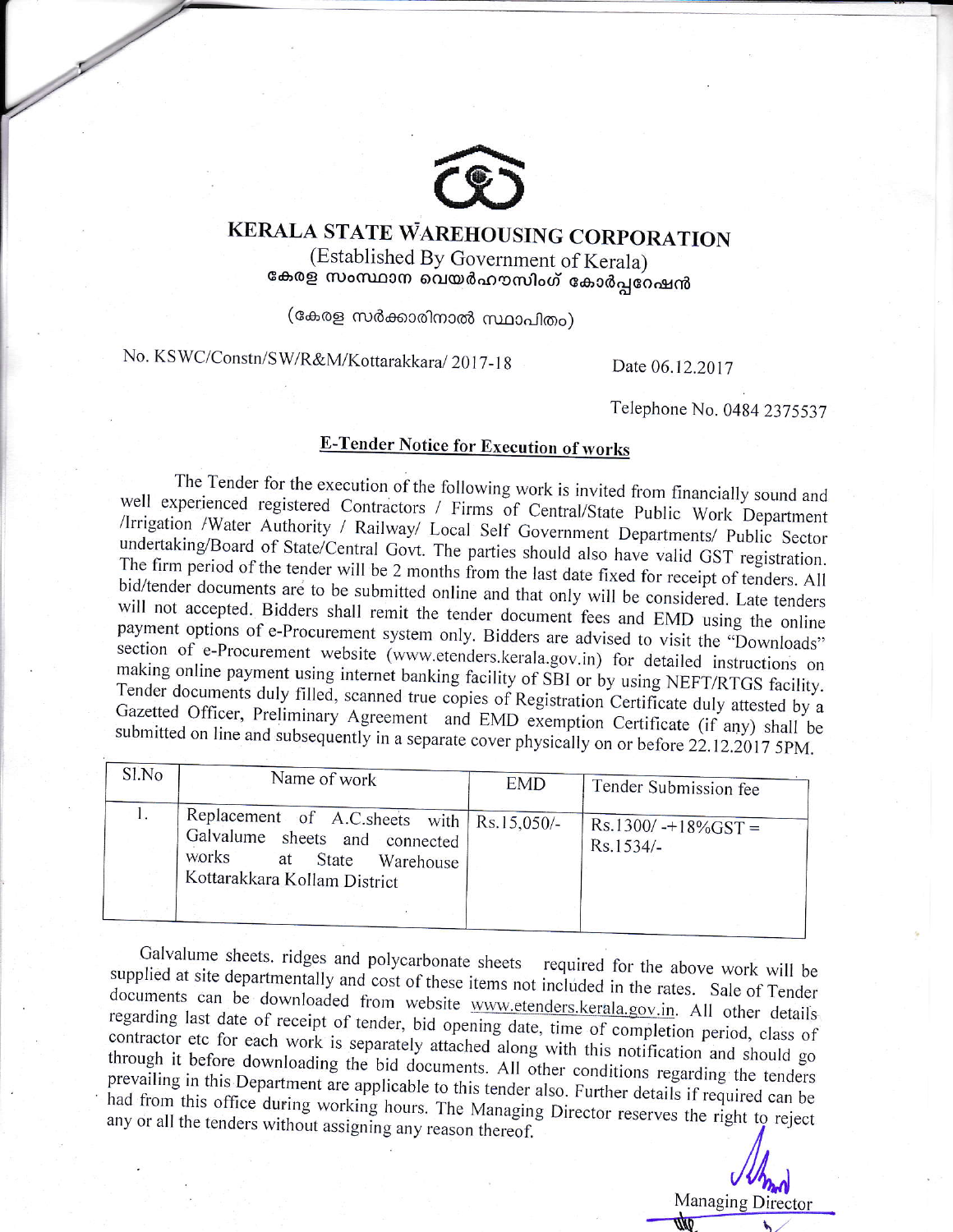# KERALA STATE WAREHOUSING CORPORATION

(Established By Government of Kerala)

കേരള സംസ്ഥാന വെയർഹൗസിംഗ് കോർപ്പറേഷൻ

(കേരള സർക്കാരിനാൽ സ്ഥാപിതം)

No. KSWC/Constn/SW/R&M/Kottarakkara/ 2017-18

Date 06.12.2017

Telephone No. 0484 2375537

## E-Tender Notice for Execution of works

The Tender for the execution of the following work is invited from financially sound and well experienced registered Contractors / Firms of Central/State Public Work Department /Irrigation /Water Authority / Railway/ Local Self Government Departments/ Public Sector undertaking/Board of State/Central Govt. The parties should also have valid GST registration. The firm period of the tender will be 2 months from the last date fixed for receipt of tenders. All bid/tender documents are to be submitted online and that only will be considered. Late tenders will not accepted. Bidders shall remit the tender document fees and EMD using the online payment options of e-Procurement system only. Bidders are advised to visit the "Downloads" section of e-Procurement website (www.etenders.kerala.gov.in) for detailed instructions on making online payment using internet banking facility of SBI or by using NEFT/RTGS facility. Tender documents duly filled, scanned true copies of Registration Certificate duly attested by a Gazetted Officer, Preliminary Agreement and EMD exemption Certificate (if any) shall be submitted on line and subsequently in a separate cover physically on or before 22.12.2017 5PM.

| Sl.No | Name of work | EMD | Tender Submission fee |
|---|---|---|---|
| 1. | Replacement of A.C.sheets with Galvalume sheets and connected works at State Warehouse Kottarakkara Kollam District | Rs.15,050/- | Rs.1300/-+18%GST = Rs.1534/- |

Galvalume sheets, ridges and polycarbonate sheets required for the above work will be supplied at site departmentally and cost of these items not included in the rates. Sale of Tender documents can be downloaded from website www.etenders.kerala.gov.in. All other details regarding last date of receipt of tender, bid opening date, time of completion period, class of contractor etc for each work is separately attached along with this notification and should go through it before downloading the bid documents. All other conditions regarding the tenders prevailing in this Department are applicable to this tender also. Further details if required can be had from this office during working hours. The Managing Director reserves the right to reject any or all the tenders without assigning any reason thereof.

Managing Director